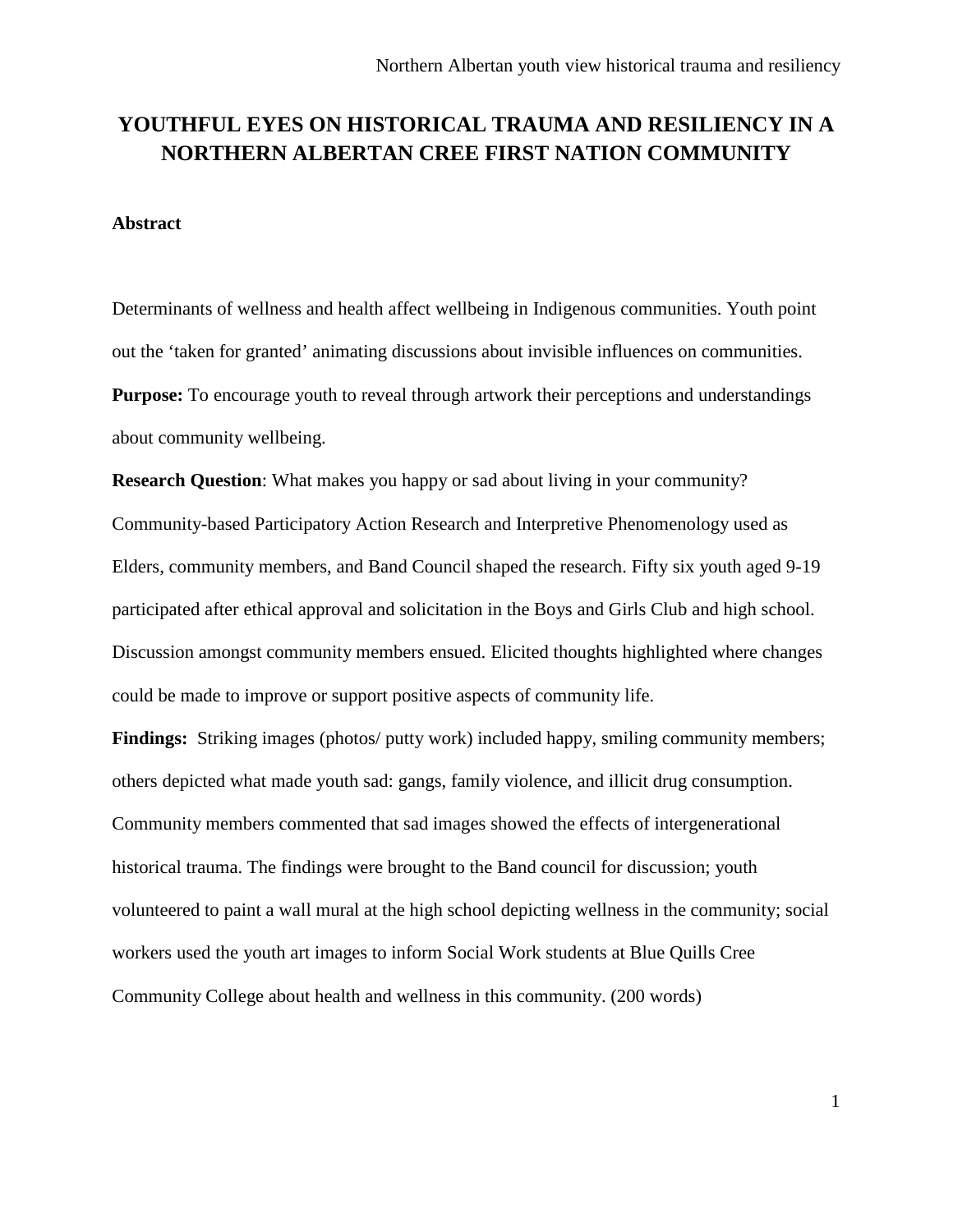# YOUTHFUL EYES ON HISTORICAL TRAUMA AND RESILIENCY IN A NORTHERN ALBERTAN CREE FIRST NATION COMMUNITY

## Abstract

Determinants of wellness and health affect wellbeing in Indigenous communities. Youth point out the 'taken for granted' animating discussions about invisible influences on communities.

**Purpose:** To encourage youth to reveal through artwork their perceptions and understandings about community wellbeing.

**Research Question**: What makes you happy or sad about living in your community? Community-based Participatory Action Research and Interpretive Phenomenology used as Elders, community members, and Band Council shaped the research. Fifty six youth aged 9-19 participated after ethical approval and solicitation in the Boys and Girls Club and high school. Discussion amongst community members ensued. Elicited thoughts highlighted where changes could be made to improve or support positive aspects of community life.

**Findings:** Striking images (photos/ putty work) included happy, smiling community members; others depicted what made youth sad: gangs, family violence, and illicit drug consumption. Community members commented that sad images showed the effects of intergenerational historical trauma. The findings were brought to the Band council for discussion; youth volunteered to paint a wall mural at the high school depicting wellness in the community; social workers used the youth art images to inform Social Work students at Blue Quills Cree Community College about health and wellness in this community. (200 words)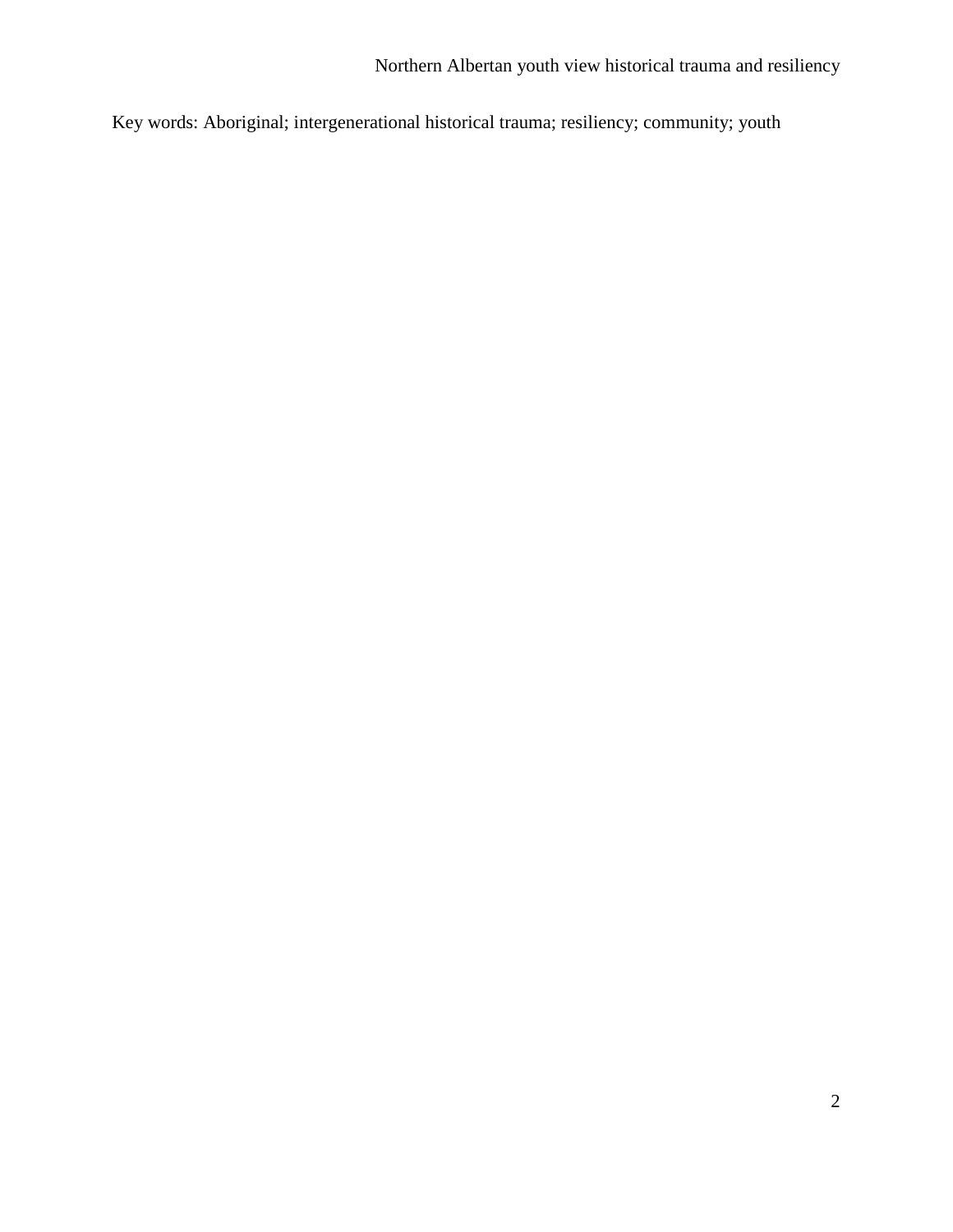Key words: Aboriginal; intergenerational historical trauma; resiliency; community; youth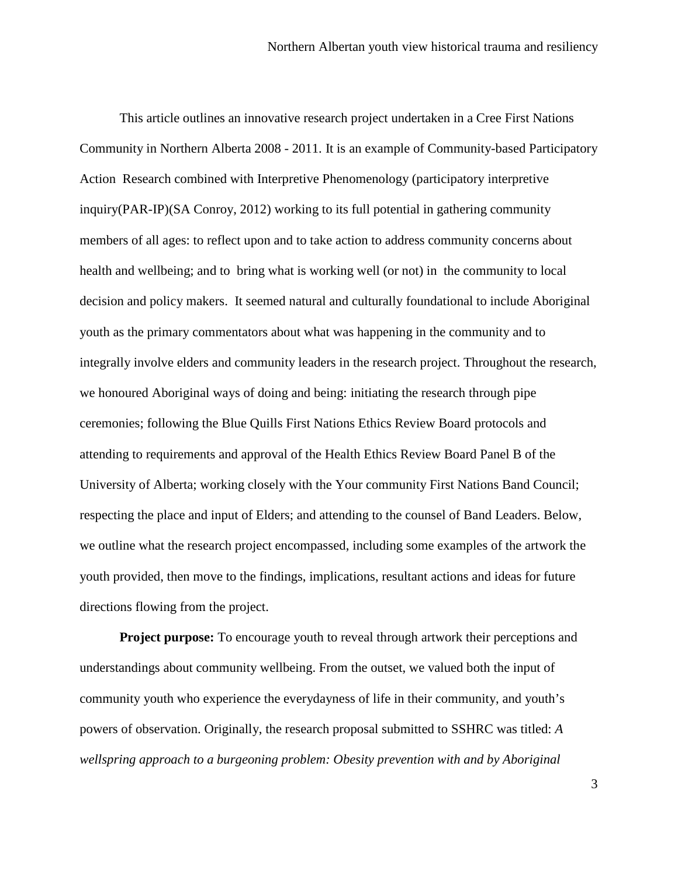This article outlines an innovative research project undertaken in a Cree First Nations Community in Northern Alberta 2008 - 2011. It is an example of Community-based Participatory Action Research combined with Interpretive Phenomenology (participatory interpretive inquiry(PAR-IP)(SA Conroy, 2012) working to its full potential in gathering community members of all ages: to reflect upon and to take action to address community concerns about health and wellbeing; and to bring what is working well (or not) in the community to local decision and policy makers. It seemed natural and culturally foundational to include Aboriginal youth as the primary commentators about what was happening in the community and to integrally involve elders and community leaders in the research project. Throughout the research, we honoured Aboriginal ways of doing and being: initiating the research through pipe ceremonies; following the Blue Quills First Nations Ethics Review Board protocols and attending to requirements and approval of the Health Ethics Review Board Panel B of the University of Alberta; working closely with the Your community First Nations Band Council; respecting the place and input of Elders; and attending to the counsel of Band Leaders. Below, we outline what the research project encompassed, including some examples of the artwork the youth provided, then move to the findings, implications, resultant actions and ideas for future directions flowing from the project.

**Project purpose:** To encourage youth to reveal through artwork their perceptions and understandings about community wellbeing. From the outset, we valued both the input of community youth who experience the everydayness of life in their community, and youth's powers of observation. Originally, the research proposal submitted to SSHRC was titled: *A wellspring approach to a burgeoning problem: Obesity prevention with and by Aboriginal*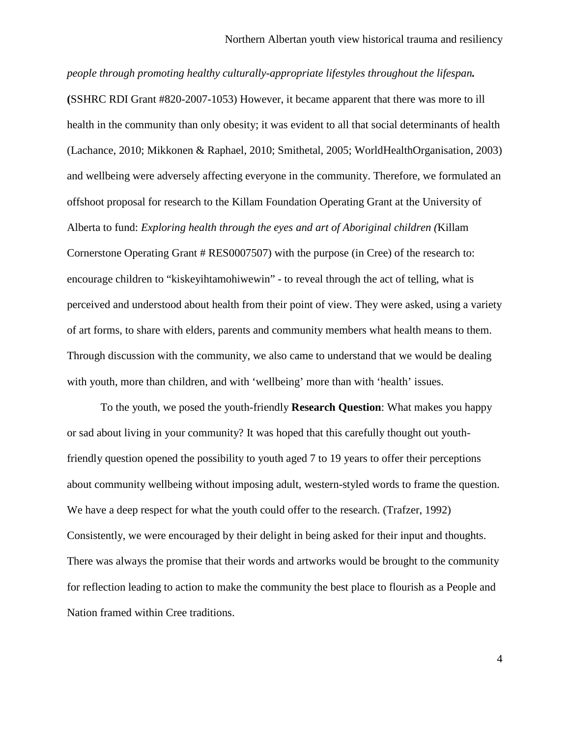*people through promoting healthy culturally-appropriate lifestyles throughout the lifespan.* **(**SSHRC RDI Grant #820-2007-1053) However, it became apparent that there was more to ill health in the community than only obesity; it was evident to all that social determinants of health (Lachance, 2010; Mikkonen & Raphael, 2010; Smithetal, 2005; WorldHealthOrganisation, 2003) and wellbeing were adversely affecting everyone in the community. Therefore, we formulated an offshoot proposal for research to the Killam Foundation Operating Grant at the University of Alberta to fund: *Exploring health through the eyes and art of Aboriginal children (*Killam Cornerstone Operating Grant # RES0007507) with the purpose (in Cree) of the research to: encourage children to "kiskeyihtamohiwewin" - to reveal through the act of telling, what is perceived and understood about health from their point of view. They were asked, using a variety of art forms, to share with elders, parents and community members what health means to them. Through discussion with the community, we also came to understand that we would be dealing with youth, more than children, and with 'wellbeing' more than with 'health' issues.

To the youth, we posed the youth-friendly **Research Question**: What makes you happy or sad about living in your community? It was hoped that this carefully thought out youth-friendly question opened the possibility to youth aged 7 to 19 years to offer their perceptions about community wellbeing without imposing adult, western-styled words to frame the question. We have a deep respect for what the youth could offer to the research. (Trafzer, 1992) Consistently, we were encouraged by their delight in being asked for their input and thoughts. There was always the promise that their words and artworks would be brought to the community for reflection leading to action to make the community the best place to flourish as a People and Nation framed within Cree traditions.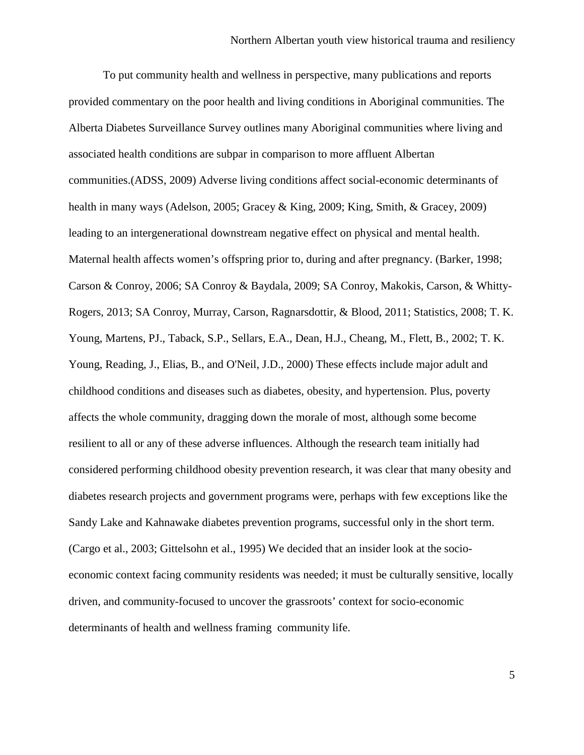To put community health and wellness in perspective, many publications and reports provided commentary on the poor health and living conditions in Aboriginal communities. The Alberta Diabetes Surveillance Survey outlines many Aboriginal communities where living and associated health conditions are subpar in comparison to more affluent Albertan communities.(ADSS, 2009) Adverse living conditions affect social-economic determinants of health in many ways (Adelson, 2005; Gracey & King, 2009; King, Smith, & Gracey, 2009) leading to an intergenerational downstream negative effect on physical and mental health. Maternal health affects women's offspring prior to, during and after pregnancy. (Barker, 1998; Carson & Conroy, 2006; SA Conroy & Baydala, 2009; SA Conroy, Makokis, Carson, & Whitty-Rogers, 2013; SA Conroy, Murray, Carson, Ragnarsdottir, & Blood, 2011; Statistics, 2008; T. K. Young, Martens, PJ., Taback, S.P., Sellars, E.A., Dean, H.J., Cheang, M., Flett, B., 2002; T. K. Young, Reading, J., Elias, B., and O'Neil, J.D., 2000) These effects include major adult and childhood conditions and diseases such as diabetes, obesity, and hypertension. Plus, poverty affects the whole community, dragging down the morale of most, although some become resilient to all or any of these adverse influences. Although the research team initially had considered performing childhood obesity prevention research, it was clear that many obesity and diabetes research projects and government programs were, perhaps with few exceptions like the Sandy Lake and Kahnawake diabetes prevention programs, successful only in the short term. (Cargo et al., 2003; Gittelsohn et al., 1995) We decided that an insider look at the socio-economic context facing community residents was needed; it must be culturally sensitive, locally driven, and community-focused to uncover the grassroots' context for socio-economic determinants of health and wellness framing community life.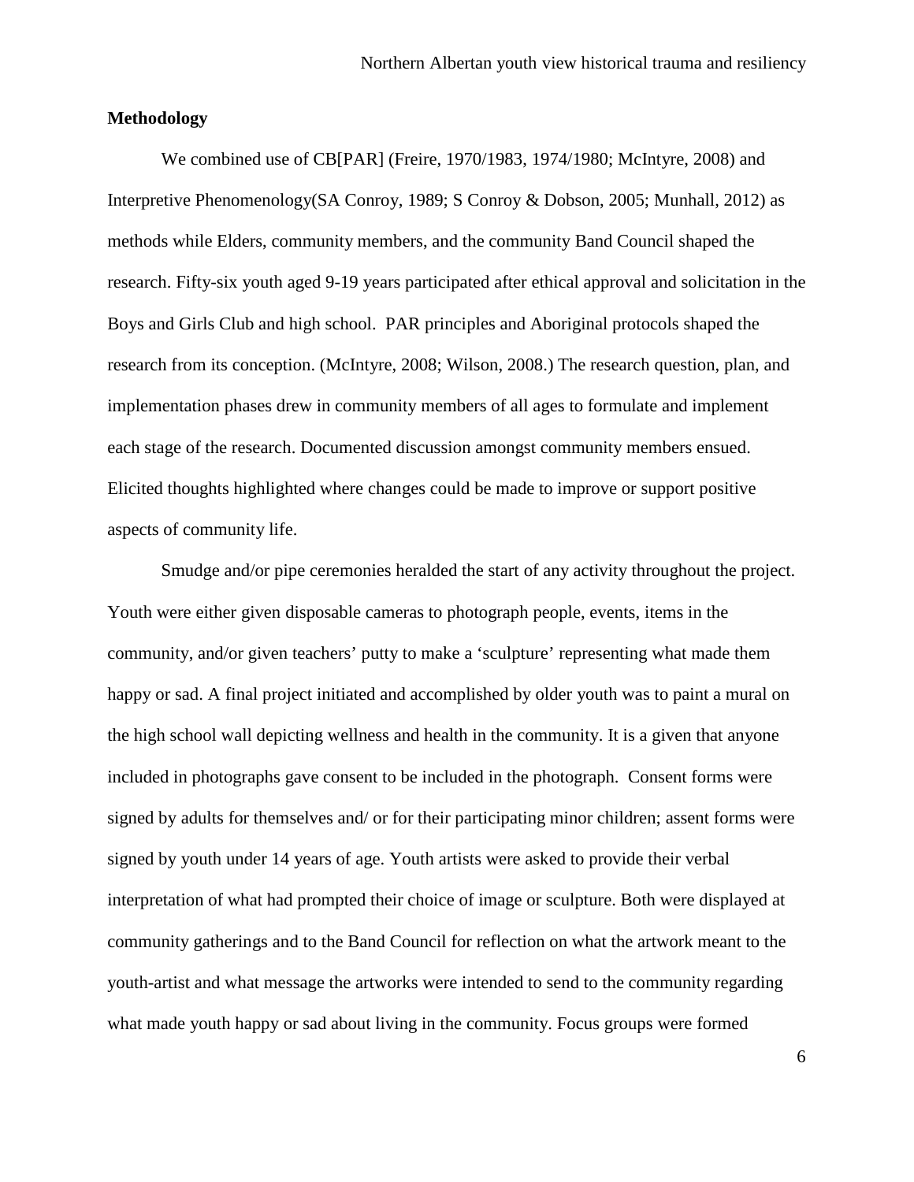## Methodology

We combined use of CB[PAR] (Freire, 1970/1983, 1974/1980; McIntyre, 2008) and Interpretive Phenomenology(SA Conroy, 1989; S Conroy & Dobson, 2005; Munhall, 2012) as methods while Elders, community members, and the community Band Council shaped the research. Fifty-six youth aged 9-19 years participated after ethical approval and solicitation in the Boys and Girls Club and high school. PAR principles and Aboriginal protocols shaped the research from its conception. (McIntyre, 2008; Wilson, 2008.) The research question, plan, and implementation phases drew in community members of all ages to formulate and implement each stage of the research. Documented discussion amongst community members ensued. Elicited thoughts highlighted where changes could be made to improve or support positive aspects of community life.

Smudge and/or pipe ceremonies heralded the start of any activity throughout the project. Youth were either given disposable cameras to photograph people, events, items in the community, and/or given teachers' putty to make a 'sculpture' representing what made them happy or sad. A final project initiated and accomplished by older youth was to paint a mural on the high school wall depicting wellness and health in the community. It is a given that anyone included in photographs gave consent to be included in the photograph. Consent forms were signed by adults for themselves and/ or for their participating minor children; assent forms were signed by youth under 14 years of age. Youth artists were asked to provide their verbal interpretation of what had prompted their choice of image or sculpture. Both were displayed at community gatherings and to the Band Council for reflection on what the artwork meant to the youth-artist and what message the artworks were intended to send to the community regarding what made youth happy or sad about living in the community. Focus groups were formed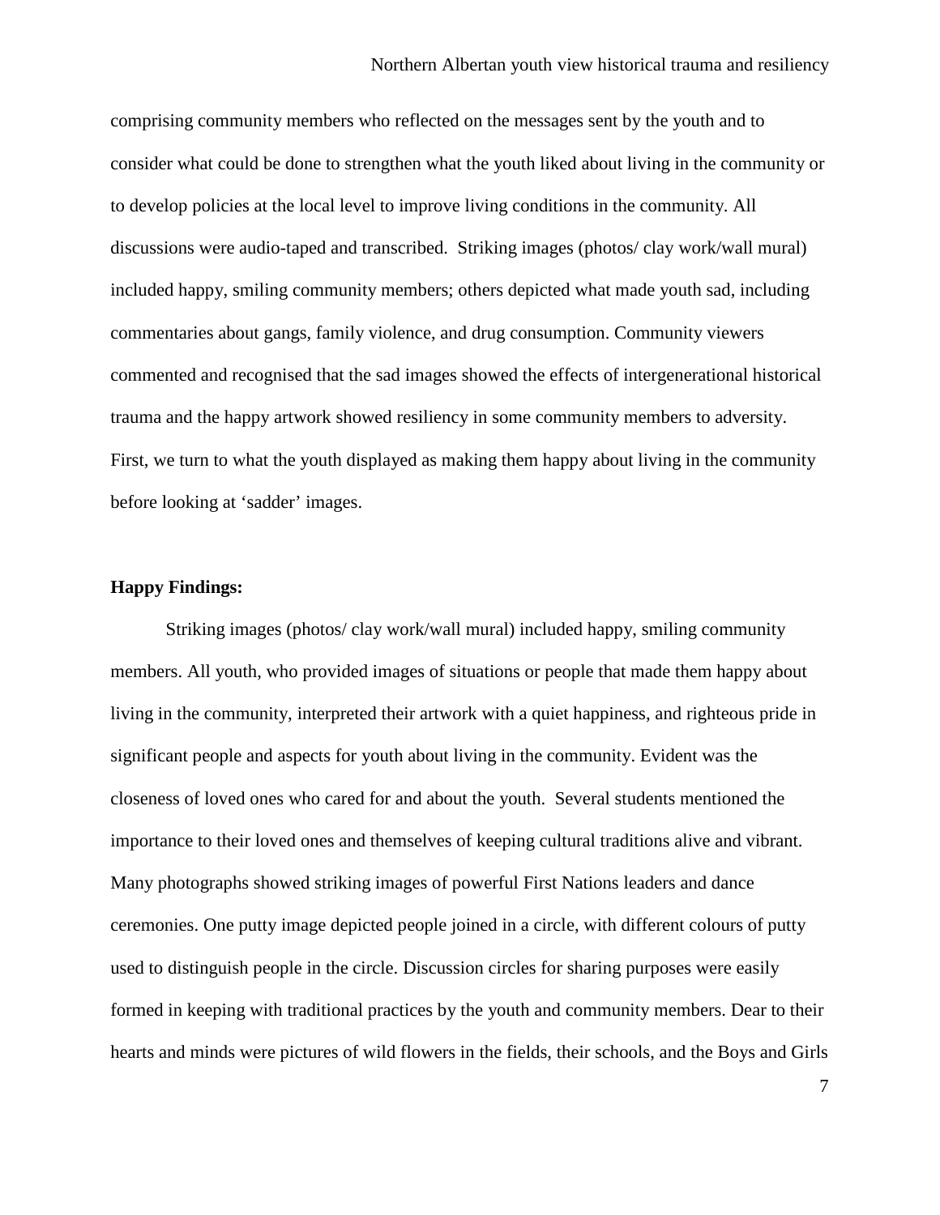comprising community members who reflected on the messages sent by the youth and to consider what could be done to strengthen what the youth liked about living in the community or to develop policies at the local level to improve living conditions in the community. All discussions were audio-taped and transcribed. Striking images (photos/ clay work/wall mural) included happy, smiling community members; others depicted what made youth sad, including commentaries about gangs, family violence, and drug consumption. Community viewers commented and recognised that the sad images showed the effects of intergenerational historical trauma and the happy artwork showed resiliency in some community members to adversity. First, we turn to what the youth displayed as making them happy about living in the community before looking at 'sadder' images.

**Happy Findings:**

Striking images (photos/ clay work/wall mural) included happy, smiling community members. All youth, who provided images of situations or people that made them happy about living in the community, interpreted their artwork with a quiet happiness, and righteous pride in significant people and aspects for youth about living in the community. Evident was the closeness of loved ones who cared for and about the youth. Several students mentioned the importance to their loved ones and themselves of keeping cultural traditions alive and vibrant. Many photographs showed striking images of powerful First Nations leaders and dance ceremonies. One putty image depicted people joined in a circle, with different colours of putty used to distinguish people in the circle. Discussion circles for sharing purposes were easily formed in keeping with traditional practices by the youth and community members. Dear to their hearts and minds were pictures of wild flowers in the fields, their schools, and the Boys and Girls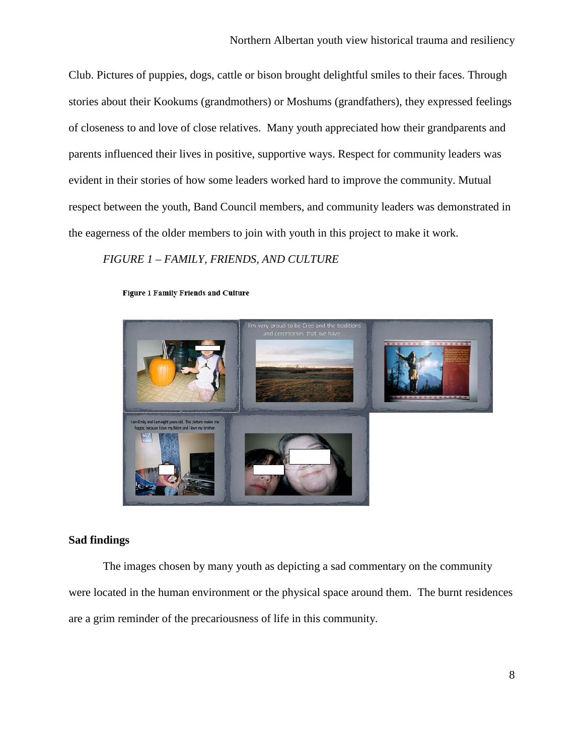Club. Pictures of puppies, dogs, cattle or bison brought delightful smiles to their faces. Through stories about their Kookums (grandmothers) or Moshums (grandfathers), they expressed feelings of closeness to and love of close relatives. Many youth appreciated how their grandparents and parents influenced their lives in positive, supportive ways. Respect for community leaders was evident in their stories of how some leaders worked hard to improve the community. Mutual respect between the youth, Band Council members, and community leaders was demonstrated in the eagerness of the older members to join with youth in this project to make it work.

*FIGURE 1 – FAMILY, FRIENDS, AND CULTURE*

**Figure 1 Family Friends and Culture**

## Sad findings

The images chosen by many youth as depicting a sad commentary on the community were located in the human environment or the physical space around them. The burnt residences are a grim reminder of the precariousness of life in this community.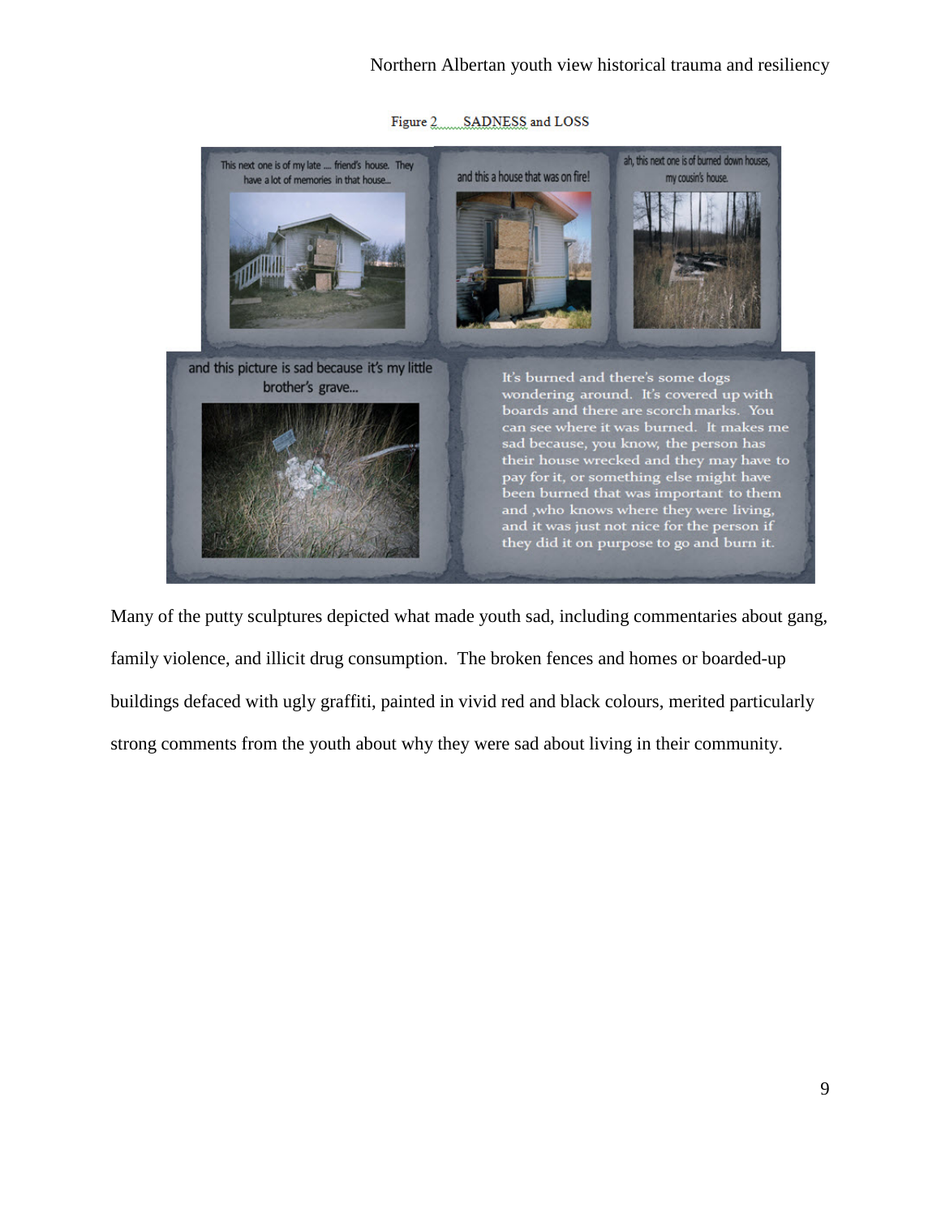Figure 2 SADNESS and LOSS

This next one is of my late .... friend's house. They have a lot of memories in that house...

and this a house that was on fire!

ah, this next one is of burned down houses, my cousin's house.

and this picture is sad because it's my little brother's grave...

It's burned and there's some dogs wondering around. It's covered up with boards and there are scorch marks. You can see where it was burned. It makes me sad because, you know, the person has their house wrecked and they may have to pay for it, or something else might have been burned that was important to them and ,who knows where they were living, and it was just not nice for the person if they did it on purpose to go and burn it.

Many of the putty sculptures depicted what made youth sad, including commentaries about gang, family violence, and illicit drug consumption. The broken fences and homes or boarded-up buildings defaced with ugly graffiti, painted in vivid red and black colours, merited particularly strong comments from the youth about why they were sad about living in their community.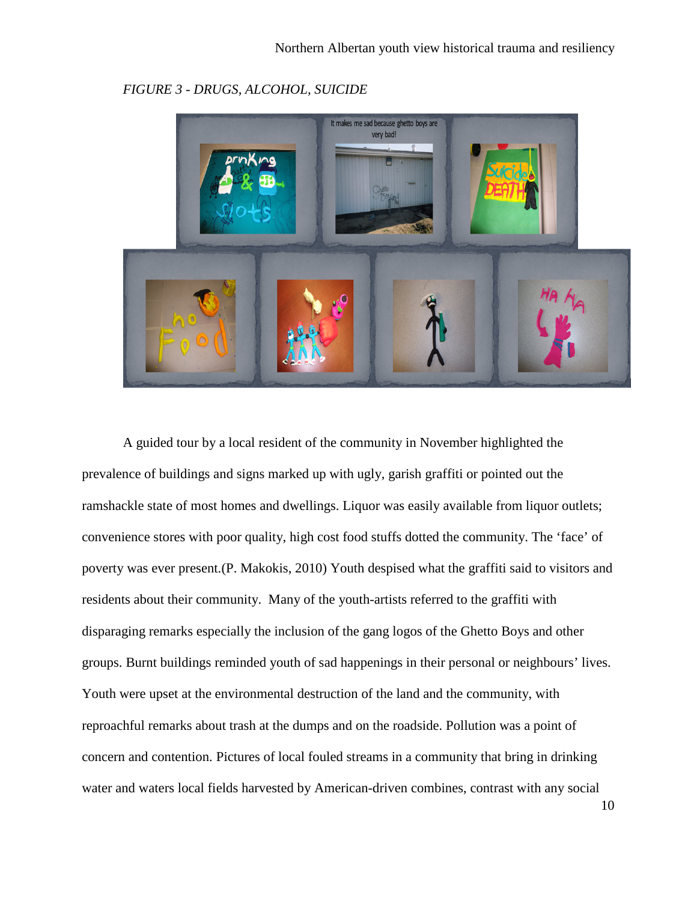*FIGURE 3 - DRUGS, ALCOHOL, SUICIDE*

A guided tour by a local resident of the community in November highlighted the prevalence of buildings and signs marked up with ugly, garish graffiti or pointed out the ramshackle state of most homes and dwellings. Liquor was easily available from liquor outlets; convenience stores with poor quality, high cost food stuffs dotted the community. The 'face' of poverty was ever present.(P. Makokis, 2010) Youth despised what the graffiti said to visitors and residents about their community. Many of the youth-artists referred to the graffiti with disparaging remarks especially the inclusion of the gang logos of the Ghetto Boys and other groups. Burnt buildings reminded youth of sad happenings in their personal or neighbours' lives. Youth were upset at the environmental destruction of the land and the community, with reproachful remarks about trash at the dumps and on the roadside. Pollution was a point of concern and contention. Pictures of local fouled streams in a community that bring in drinking water and waters local fields harvested by American-driven combines, contrast with any social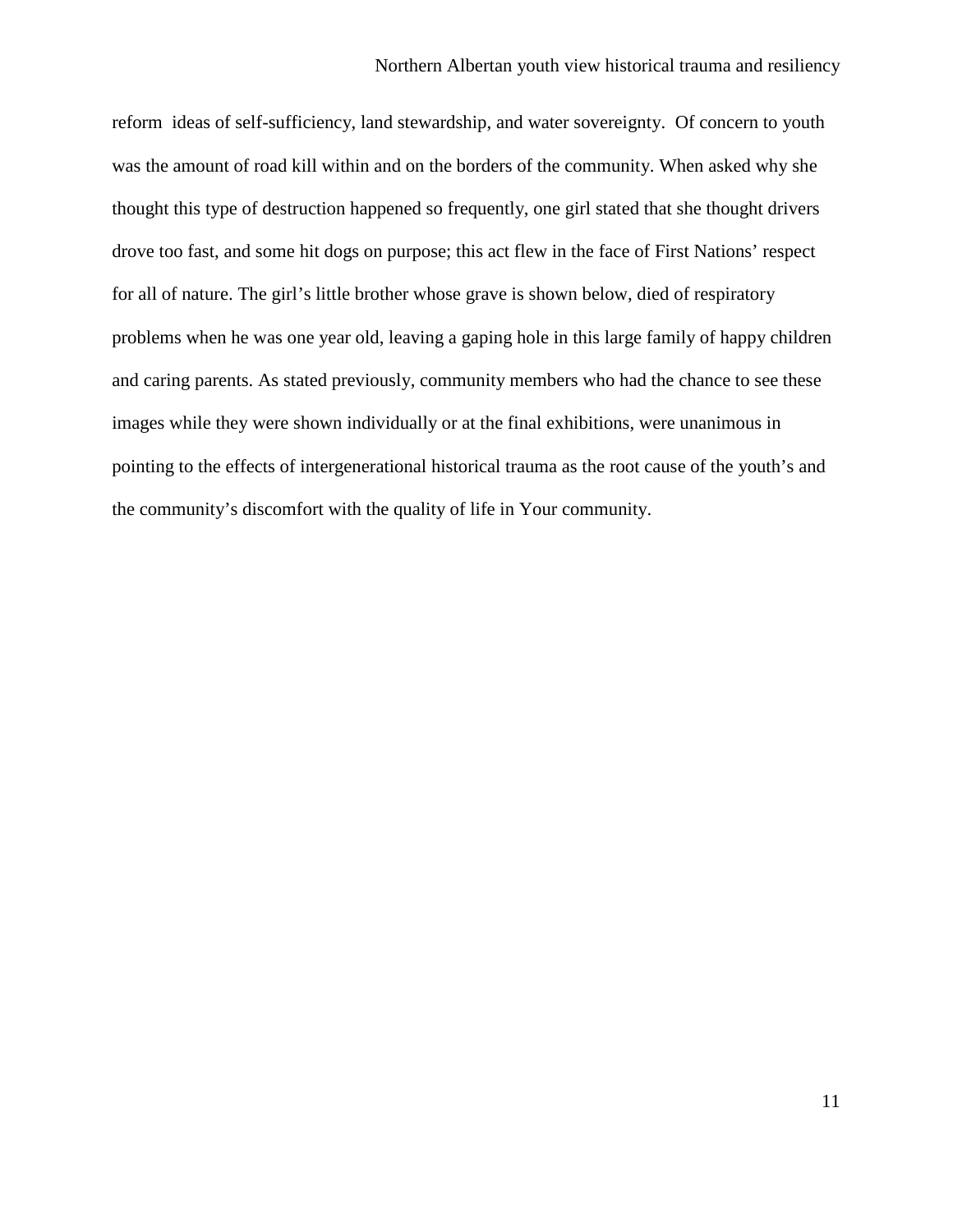reform ideas of self-sufficiency, land stewardship, and water sovereignty. Of concern to youth was the amount of road kill within and on the borders of the community. When asked why she thought this type of destruction happened so frequently, one girl stated that she thought drivers drove too fast, and some hit dogs on purpose; this act flew in the face of First Nations' respect for all of nature. The girl's little brother whose grave is shown below, died of respiratory problems when he was one year old, leaving a gaping hole in this large family of happy children and caring parents. As stated previously, community members who had the chance to see these images while they were shown individually or at the final exhibitions, were unanimous in pointing to the effects of intergenerational historical trauma as the root cause of the youth's and the community's discomfort with the quality of life in Your community.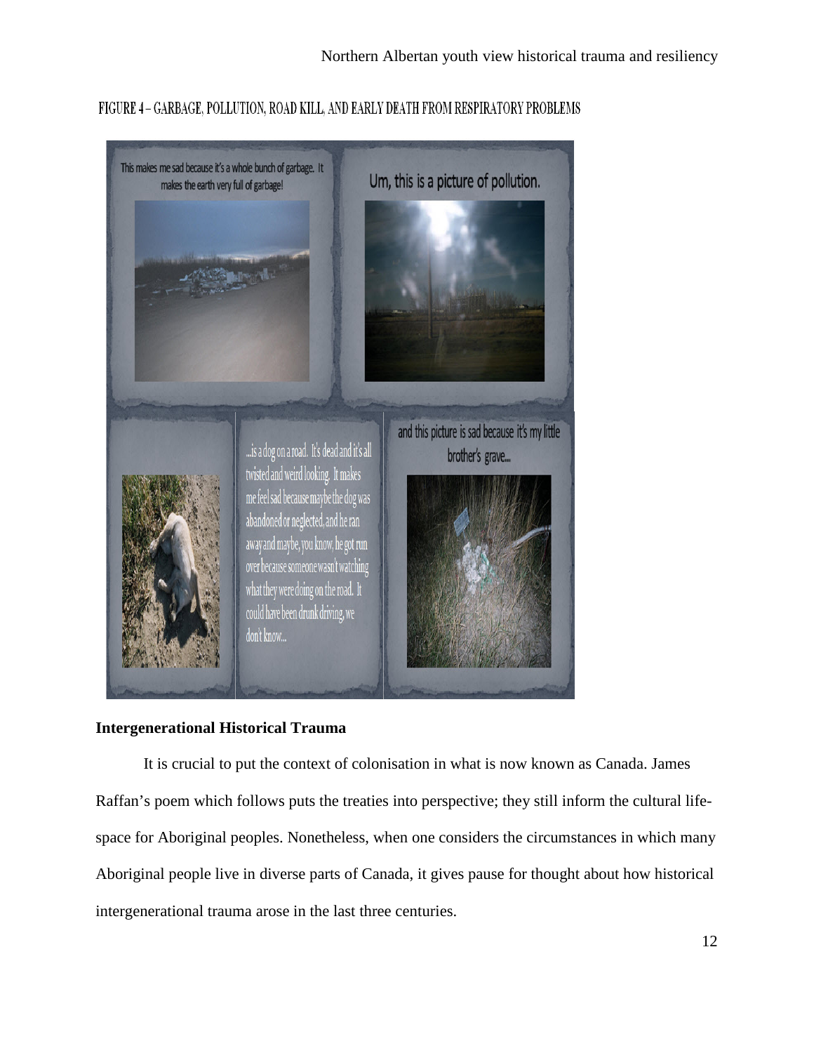FIGURE 4 – GARBAGE, POLLUTION, ROAD KILL, AND EARLY DEATH FROM RESPIRATORY PROBLEMS

This makes me sad because it's a whole bunch of garbage. It makes the earth very full of garbage!

Um, this is a picture of pollution.

...is a dog on a road. It's dead and it's all twisted and weird looking. It makes me feel sad because maybe the dog was abandoned or neglected, and he ran away and maybe, you know, he got run over because someone wasn't watching what they were doing on the road. It could have been drunk driving, we don't know...

and this picture is sad because it's my little brother's grave...

## Intergenerational Historical Trauma

It is crucial to put the context of colonisation in what is now known as Canada. James Raffan's poem which follows puts the treaties into perspective; they still inform the cultural life-space for Aboriginal peoples. Nonetheless, when one considers the circumstances in which many Aboriginal people live in diverse parts of Canada, it gives pause for thought about how historical intergenerational trauma arose in the last three centuries.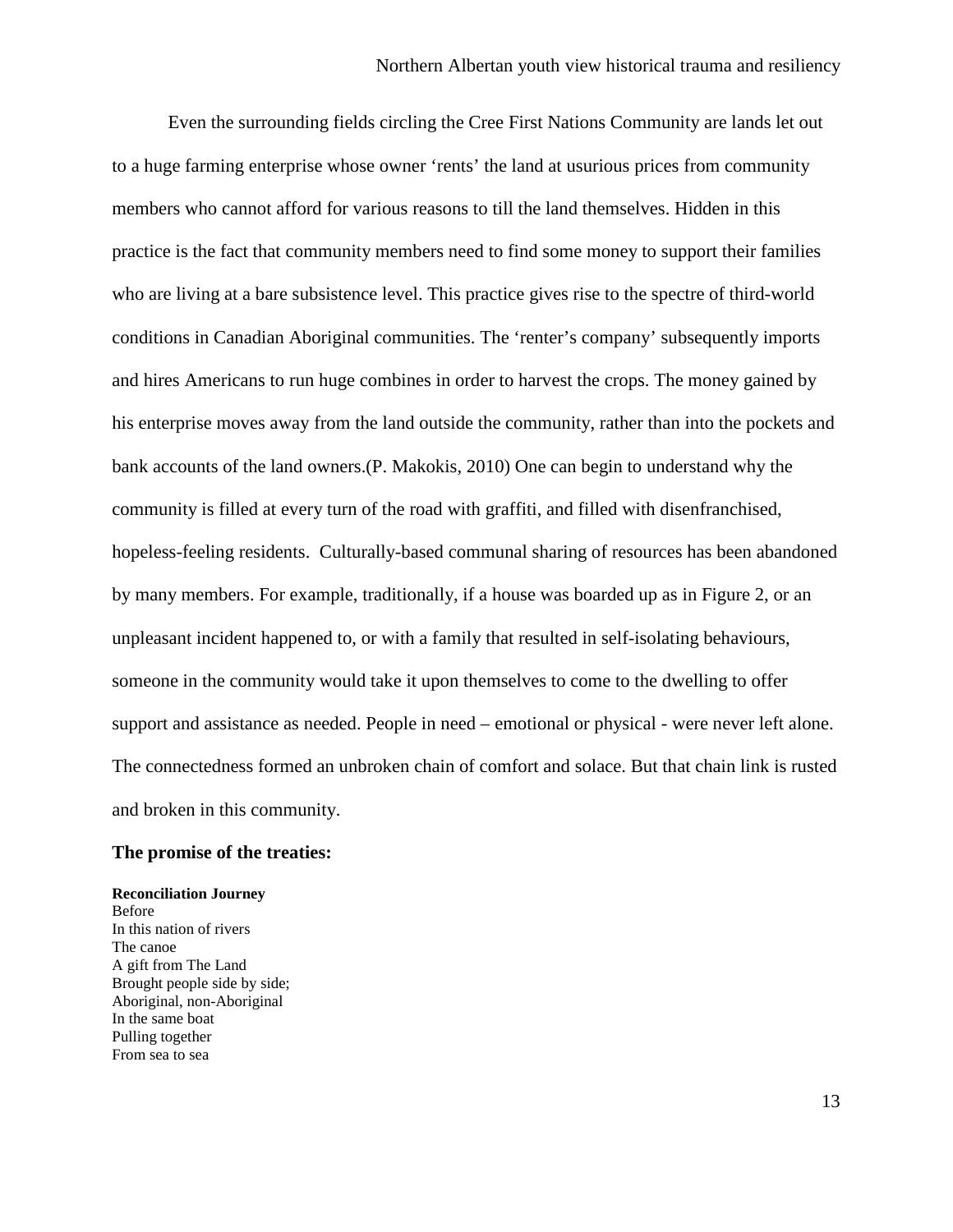Even the surrounding fields circling the Cree First Nations Community are lands let out to a huge farming enterprise whose owner 'rents' the land at usurious prices from community members who cannot afford for various reasons to till the land themselves. Hidden in this practice is the fact that community members need to find some money to support their families who are living at a bare subsistence level. This practice gives rise to the spectre of third-world conditions in Canadian Aboriginal communities. The 'renter's company' subsequently imports and hires Americans to run huge combines in order to harvest the crops. The money gained by his enterprise moves away from the land outside the community, rather than into the pockets and bank accounts of the land owners.(P. Makokis, 2010) One can begin to understand why the community is filled at every turn of the road with graffiti, and filled with disenfranchised, hopeless-feeling residents. Culturally-based communal sharing of resources has been abandoned by many members. For example, traditionally, if a house was boarded up as in Figure 2, or an unpleasant incident happened to, or with a family that resulted in self-isolating behaviours, someone in the community would take it upon themselves to come to the dwelling to offer support and assistance as needed. People in need – emotional or physical - were never left alone. The connectedness formed an unbroken chain of comfort and solace. But that chain link is rusted and broken in this community.

### The promise of the treaties:

**Reconciliation Journey**
Before
In this nation of rivers
The canoe
A gift from The Land
Brought people side by side;
Aboriginal, non-Aboriginal
In the same boat
Pulling together
From sea to sea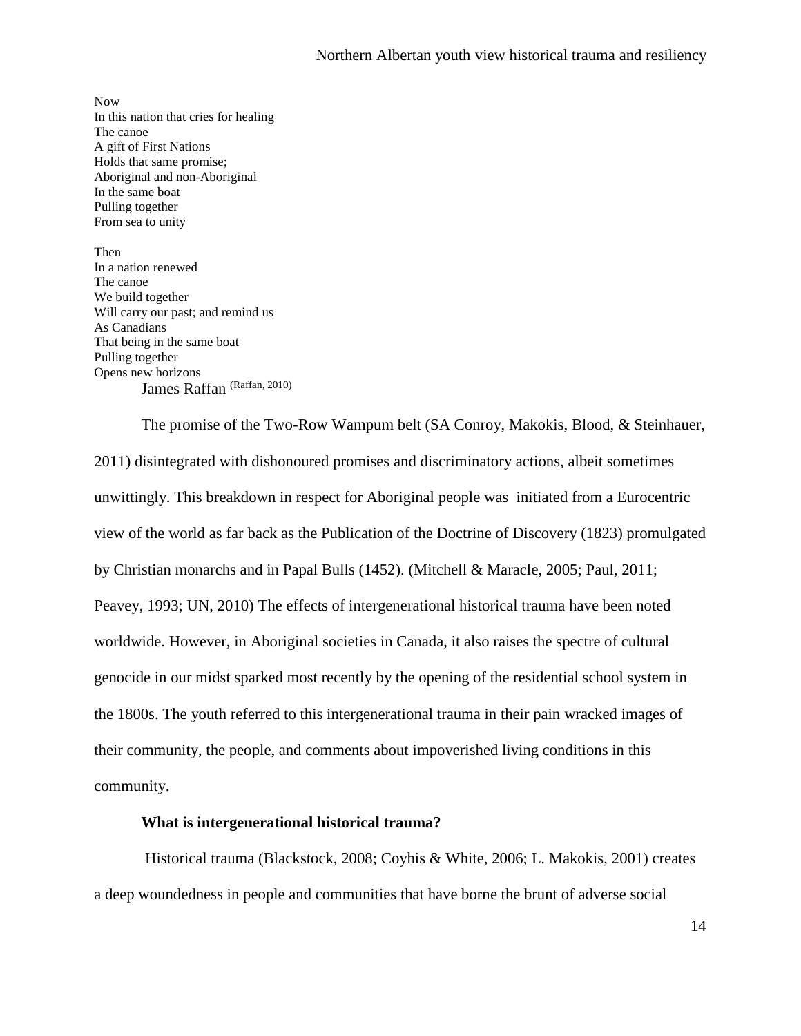Now
In this nation that cries for healing
The canoe
A gift of First Nations
Holds that same promise;
Aboriginal and non-Aboriginal
In the same boat
Pulling together
From sea to unity

Then
In a nation renewed
The canoe
We build together
Will carry our past; and remind us
As Canadians
That being in the same boat
Pulling together
Opens new horizons
James Raffan (Raffan, 2010)

The promise of the Two-Row Wampum belt (SA Conroy, Makokis, Blood, & Steinhauer, 2011) disintegrated with dishonoured promises and discriminatory actions, albeit sometimes unwittingly. This breakdown in respect for Aboriginal people was initiated from a Eurocentric view of the world as far back as the Publication of the Doctrine of Discovery (1823) promulgated by Christian monarchs and in Papal Bulls (1452). (Mitchell & Maracle, 2005; Paul, 2011; Peavey, 1993; UN, 2010) The effects of intergenerational historical trauma have been noted worldwide. However, in Aboriginal societies in Canada, it also raises the spectre of cultural genocide in our midst sparked most recently by the opening of the residential school system in the 1800s. The youth referred to this intergenerational trauma in their pain wracked images of their community, the people, and comments about impoverished living conditions in this community.

**What is intergenerational historical trauma?**

Historical trauma (Blackstock, 2008; Coyhis & White, 2006; L. Makokis, 2001) creates a deep woundedness in people and communities that have borne the brunt of adverse social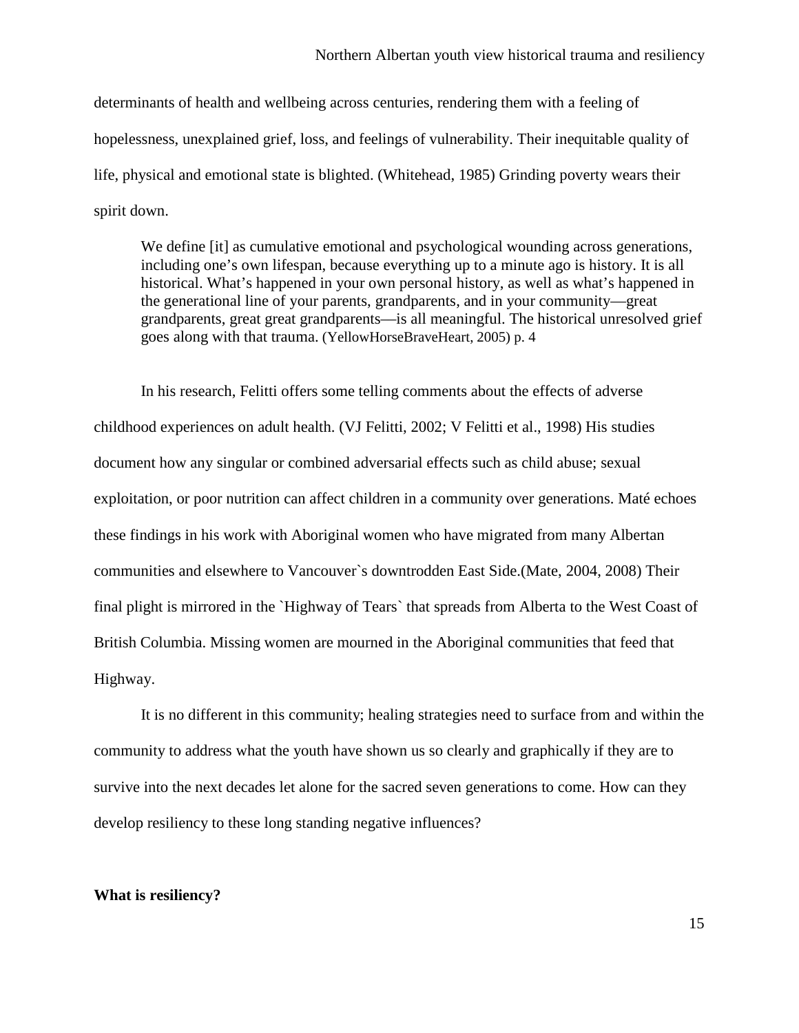determinants of health and wellbeing across centuries, rendering them with a feeling of hopelessness, unexplained grief, loss, and feelings of vulnerability. Their inequitable quality of life, physical and emotional state is blighted. (Whitehead, 1985) Grinding poverty wears their spirit down.

> We define [it] as cumulative emotional and psychological wounding across generations, including one's own lifespan, because everything up to a minute ago is history. It is all historical. What's happened in your own personal history, as well as what's happened in the generational line of your parents, grandparents, and in your community—great grandparents, great great grandparents—is all meaningful. The historical unresolved grief goes along with that trauma. (YellowHorseBraveHeart, 2005) p. 4

In his research, Felitti offers some telling comments about the effects of adverse childhood experiences on adult health. (VJ Felitti, 2002; V Felitti et al., 1998) His studies document how any singular or combined adversarial effects such as child abuse; sexual exploitation, or poor nutrition can affect children in a community over generations. Maté echoes these findings in his work with Aboriginal women who have migrated from many Albertan communities and elsewhere to Vancouver`s downtrodden East Side.(Mate, 2004, 2008) Their final plight is mirrored in the `Highway of Tears` that spreads from Alberta to the West Coast of British Columbia. Missing women are mourned in the Aboriginal communities that feed that Highway.

It is no different in this community; healing strategies need to surface from and within the community to address what the youth have shown us so clearly and graphically if they are to survive into the next decades let alone for the sacred seven generations to come. How can they develop resiliency to these long standing negative influences?

**What is resiliency?**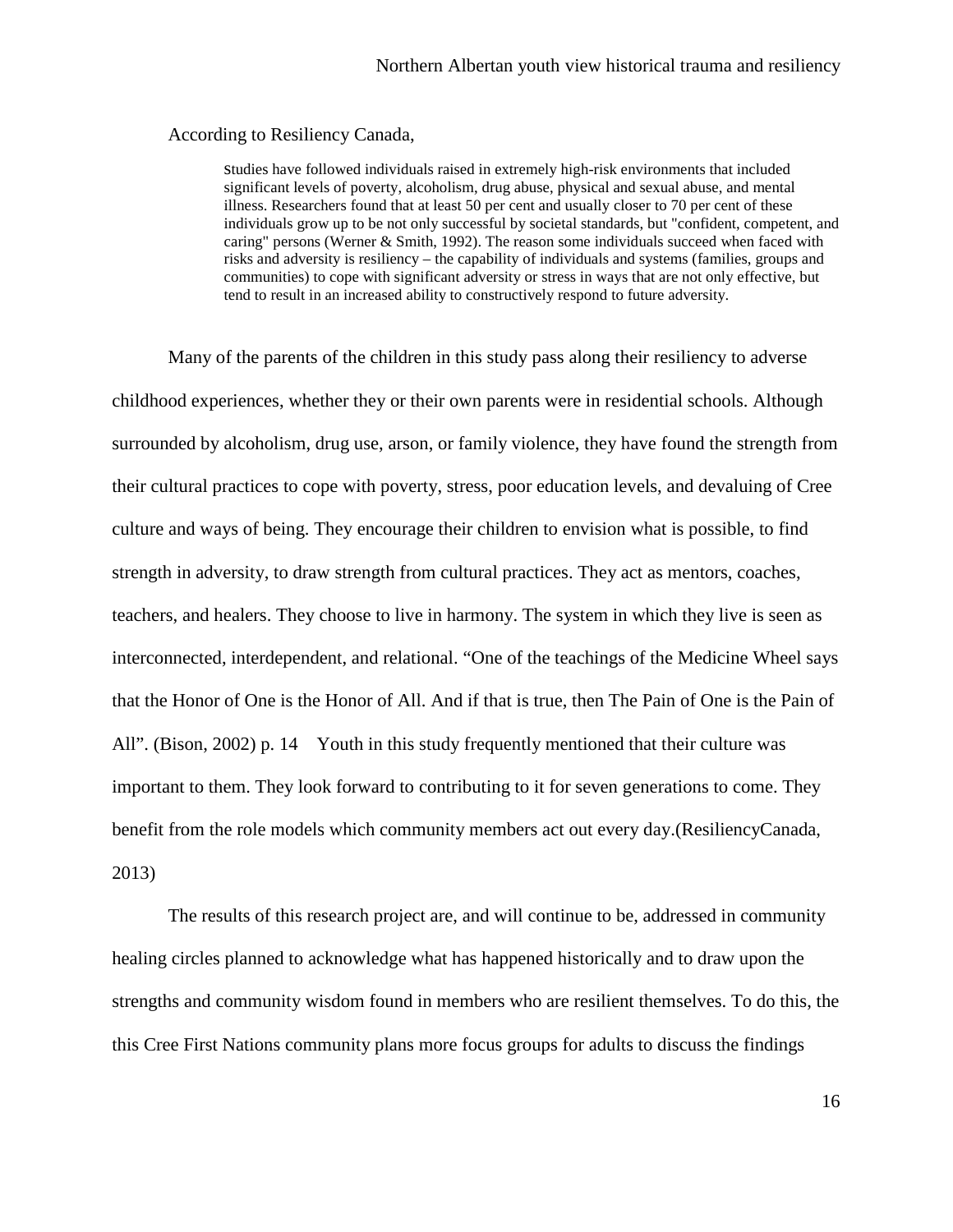According to Resiliency Canada,

> studies have followed individuals raised in extremely high-risk environments that included significant levels of poverty, alcoholism, drug abuse, physical and sexual abuse, and mental illness. Researchers found that at least 50 per cent and usually closer to 70 per cent of these individuals grow up to be not only successful by societal standards, but "confident, competent, and caring" persons (Werner & Smith, 1992). The reason some individuals succeed when faced with risks and adversity is resiliency – the capability of individuals and systems (families, groups and communities) to cope with significant adversity or stress in ways that are not only effective, but tend to result in an increased ability to constructively respond to future adversity.

Many of the parents of the children in this study pass along their resiliency to adverse childhood experiences, whether they or their own parents were in residential schools. Although surrounded by alcoholism, drug use, arson, or family violence, they have found the strength from their cultural practices to cope with poverty, stress, poor education levels, and devaluing of Cree culture and ways of being. They encourage their children to envision what is possible, to find strength in adversity, to draw strength from cultural practices. They act as mentors, coaches, teachers, and healers. They choose to live in harmony. The system in which they live is seen as interconnected, interdependent, and relational. "One of the teachings of the Medicine Wheel says that the Honor of One is the Honor of All. And if that is true, then The Pain of One is the Pain of All". (Bison, 2002) p. 14 Youth in this study frequently mentioned that their culture was important to them. They look forward to contributing to it for seven generations to come. They benefit from the role models which community members act out every day.(ResiliencyCanada, 2013)

The results of this research project are, and will continue to be, addressed in community healing circles planned to acknowledge what has happened historically and to draw upon the strengths and community wisdom found in members who are resilient themselves. To do this, the this Cree First Nations community plans more focus groups for adults to discuss the findings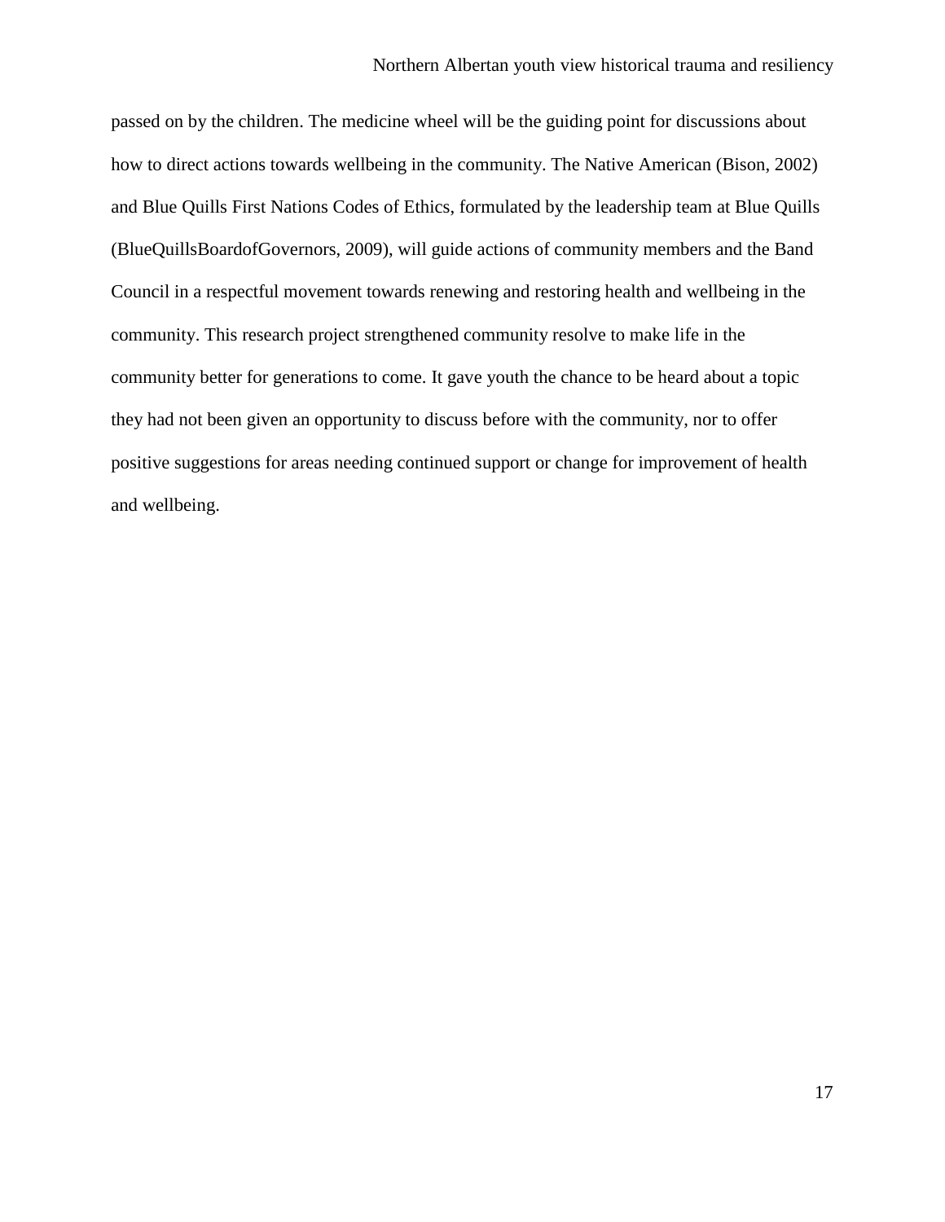passed on by the children. The medicine wheel will be the guiding point for discussions about how to direct actions towards wellbeing in the community. The Native American (Bison, 2002) and Blue Quills First Nations Codes of Ethics, formulated by the leadership team at Blue Quills (BlueQuillsBoardofGovernors, 2009), will guide actions of community members and the Band Council in a respectful movement towards renewing and restoring health and wellbeing in the community. This research project strengthened community resolve to make life in the community better for generations to come. It gave youth the chance to be heard about a topic they had not been given an opportunity to discuss before with the community, nor to offer positive suggestions for areas needing continued support or change for improvement of health and wellbeing.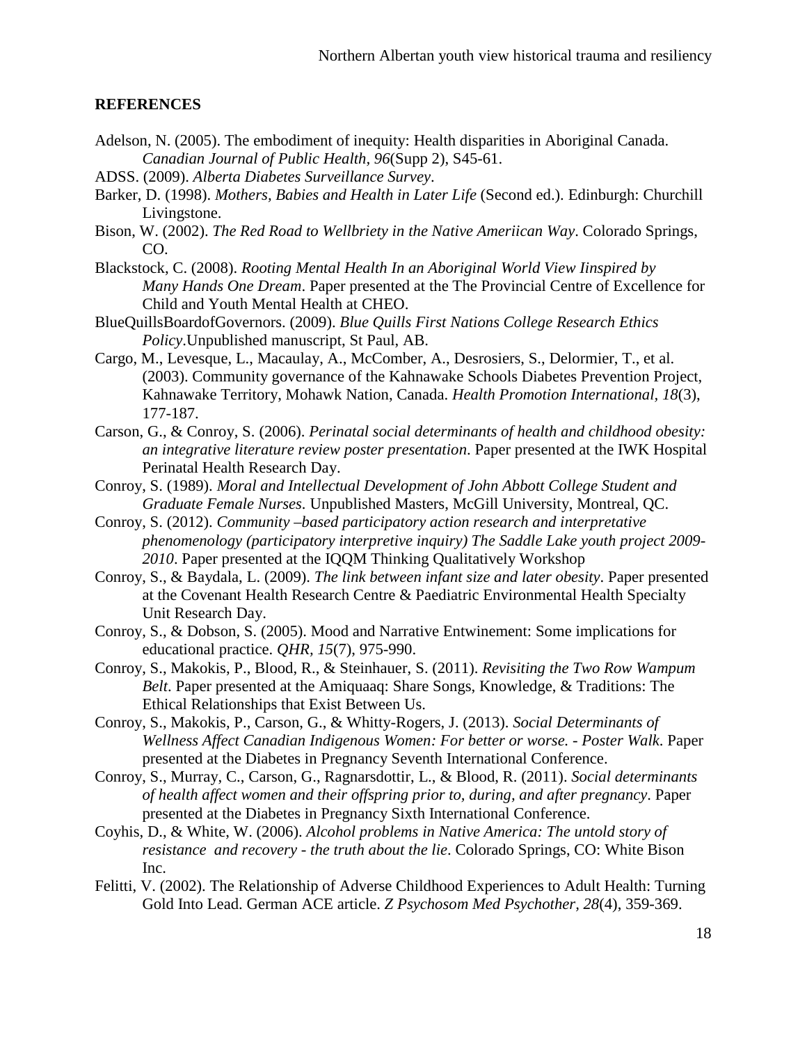**REFERENCES**

Adelson, N. (2005). The embodiment of inequity: Health disparities in Aboriginal Canada. *Canadian Journal of Public Health, 96*(Supp 2), S45-61.

ADSS. (2009). *Alberta Diabetes Surveillance Survey*.

Barker, D. (1998). *Mothers, Babies and Health in Later Life* (Second ed.). Edinburgh: Churchill Livingstone.

Bison, W. (2002). *The Red Road to Wellbriety in the Native Ameriican Way*. Colorado Springs, CO.

Blackstock, C. (2008). *Rooting Mental Health In an Aboriginal World View Iinspired by Many Hands One Dream*. Paper presented at the The Provincial Centre of Excellence for Child and Youth Mental Health at CHEO.

BlueQuillsBoardofGovernors. (2009). *Blue Quills First Nations College Research Ethics Policy*.Unpublished manuscript, St Paul, AB.

Cargo, M., Levesque, L., Macaulay, A., McComber, A., Desrosiers, S., Delormier, T., et al. (2003). Community governance of the Kahnawake Schools Diabetes Prevention Project, Kahnawake Territory, Mohawk Nation, Canada. *Health Promotion International, 18*(3), 177-187.

Carson, G., & Conroy, S. (2006). *Perinatal social determinants of health and childhood obesity: an integrative literature review poster presentation*. Paper presented at the IWK Hospital Perinatal Health Research Day.

Conroy, S. (1989). *Moral and Intellectual Development of John Abbott College Student and Graduate Female Nurses*. Unpublished Masters, McGill University, Montreal, QC.

Conroy, S. (2012). *Community –based participatory action research and interpretative phenomenology (participatory interpretive inquiry) The Saddle Lake youth project 2009-2010*. Paper presented at the IQQM Thinking Qualitatively Workshop

Conroy, S., & Baydala, L. (2009). *The link between infant size and later obesity*. Paper presented at the Covenant Health Research Centre & Paediatric Environmental Health Specialty Unit Research Day.

Conroy, S., & Dobson, S. (2005). Mood and Narrative Entwinement: Some implications for educational practice. *QHR, 15*(7), 975-990.

Conroy, S., Makokis, P., Blood, R., & Steinhauer, S. (2011). *Revisiting the Two Row Wampum Belt*. Paper presented at the Amiquaaq: Share Songs, Knowledge, & Traditions: The Ethical Relationships that Exist Between Us.

Conroy, S., Makokis, P., Carson, G., & Whitty-Rogers, J. (2013). *Social Determinants of Wellness Affect Canadian Indigenous Women: For better or worse. - Poster Walk*. Paper presented at the Diabetes in Pregnancy Seventh International Conference.

Conroy, S., Murray, C., Carson, G., Ragnarsdottir, L., & Blood, R. (2011). *Social determinants of health affect women and their offspring prior to, during, and after pregnancy*. Paper presented at the Diabetes in Pregnancy Sixth International Conference.

Coyhis, D., & White, W. (2006). *Alcohol problems in Native America: The untold story of resistance and recovery - the truth about the lie*. Colorado Springs, CO: White Bison Inc.

Felitti, V. (2002). The Relationship of Adverse Childhood Experiences to Adult Health: Turning Gold Into Lead. German ACE article. *Z Psychosom Med Psychother, 28*(4), 359-369.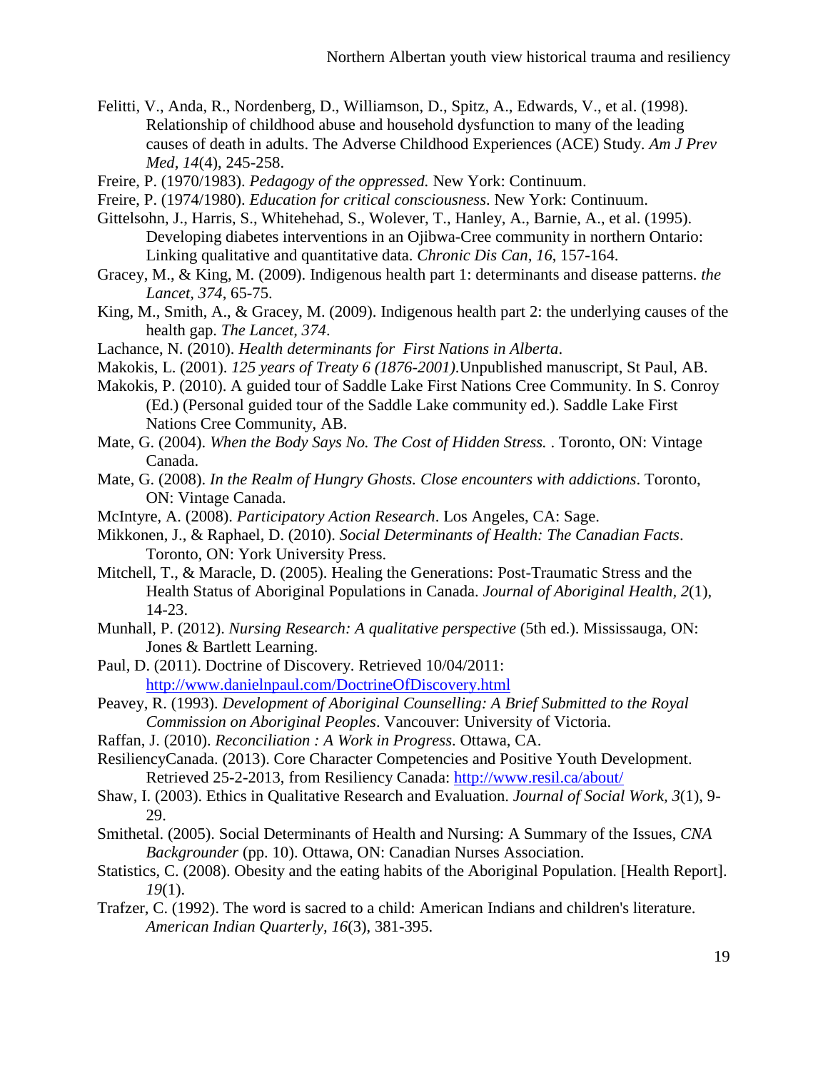Felitti, V., Anda, R., Nordenberg, D., Williamson, D., Spitz, A., Edwards, V., et al. (1998). Relationship of childhood abuse and household dysfunction to many of the leading causes of death in adults. The Adverse Childhood Experiences (ACE) Study. *Am J Prev Med, 14*(4), 245-258.

Freire, P. (1970/1983). *Pedagogy of the oppressed.* New York: Continuum.

Freire, P. (1974/1980). *Education for critical consciousness*. New York: Continuum.

Gittelsohn, J., Harris, S., Whitehehad, S., Wolever, T., Hanley, A., Barnie, A., et al. (1995). Developing diabetes interventions in an Ojibwa-Cree community in northern Ontario: Linking qualitative and quantitative data. *Chronic Dis Can, 16*, 157-164.

Gracey, M., & King, M. (2009). Indigenous health part 1: determinants and disease patterns. *the Lancet*, *374*, 65-75.

King, M., Smith, A., & Gracey, M. (2009). Indigenous health part 2: the underlying causes of the health gap. *The Lancet, 374*.

Lachance, N. (2010). *Health determinants for First Nations in Alberta*.

Makokis, L. (2001). *125 years of Treaty 6 (1876-2001).*Unpublished manuscript, St Paul, AB.

Makokis, P. (2010). A guided tour of Saddle Lake First Nations Cree Community. In S. Conroy (Ed.) (Personal guided tour of the Saddle Lake community ed.). Saddle Lake First Nations Cree Community, AB.

Mate, G. (2004). *When the Body Says No. The Cost of Hidden Stress.* . Toronto, ON: Vintage Canada.

Mate, G. (2008). *In the Realm of Hungry Ghosts. Close encounters with addictions*. Toronto, ON: Vintage Canada.

McIntyre, A. (2008). *Participatory Action Research*. Los Angeles, CA: Sage.

Mikkonen, J., & Raphael, D. (2010). *Social Determinants of Health: The Canadian Facts*. Toronto, ON: York University Press.

Mitchell, T., & Maracle, D. (2005). Healing the Generations: Post-Traumatic Stress and the Health Status of Aboriginal Populations in Canada. *Journal of Aboriginal Health, 2*(1), 14-23.

Munhall, P. (2012). *Nursing Research: A qualitative perspective* (5th ed.). Mississauga, ON: Jones & Bartlett Learning.

Paul, D. (2011). Doctrine of Discovery. Retrieved 10/04/2011: http://www.danielnpaul.com/DoctrineOfDiscovery.html

Peavey, R. (1993). *Development of Aboriginal Counselling: A Brief Submitted to the Royal Commission on Aboriginal Peoples*. Vancouver: University of Victoria.

Raffan, J. (2010). *Reconciliation : A Work in Progress*. Ottawa, CA.

ResiliencyCanada. (2013). Core Character Competencies and Positive Youth Development. Retrieved 25-2-2013, from Resiliency Canada: http://www.resil.ca/about/

Shaw, I. (2003). Ethics in Qualitative Research and Evaluation. *Journal of Social Work, 3*(1), 9-29.

Smithetal. (2005). Social Determinants of Health and Nursing: A Summary of the Issues, *CNA Backgrounder* (pp. 10). Ottawa, ON: Canadian Nurses Association.

Statistics, C. (2008). Obesity and the eating habits of the Aboriginal Population. [Health Report]. *19*(1).

Trafzer, C. (1992). The word is sacred to a child: American Indians and children's literature. *American Indian Quarterly, 16*(3), 381-395.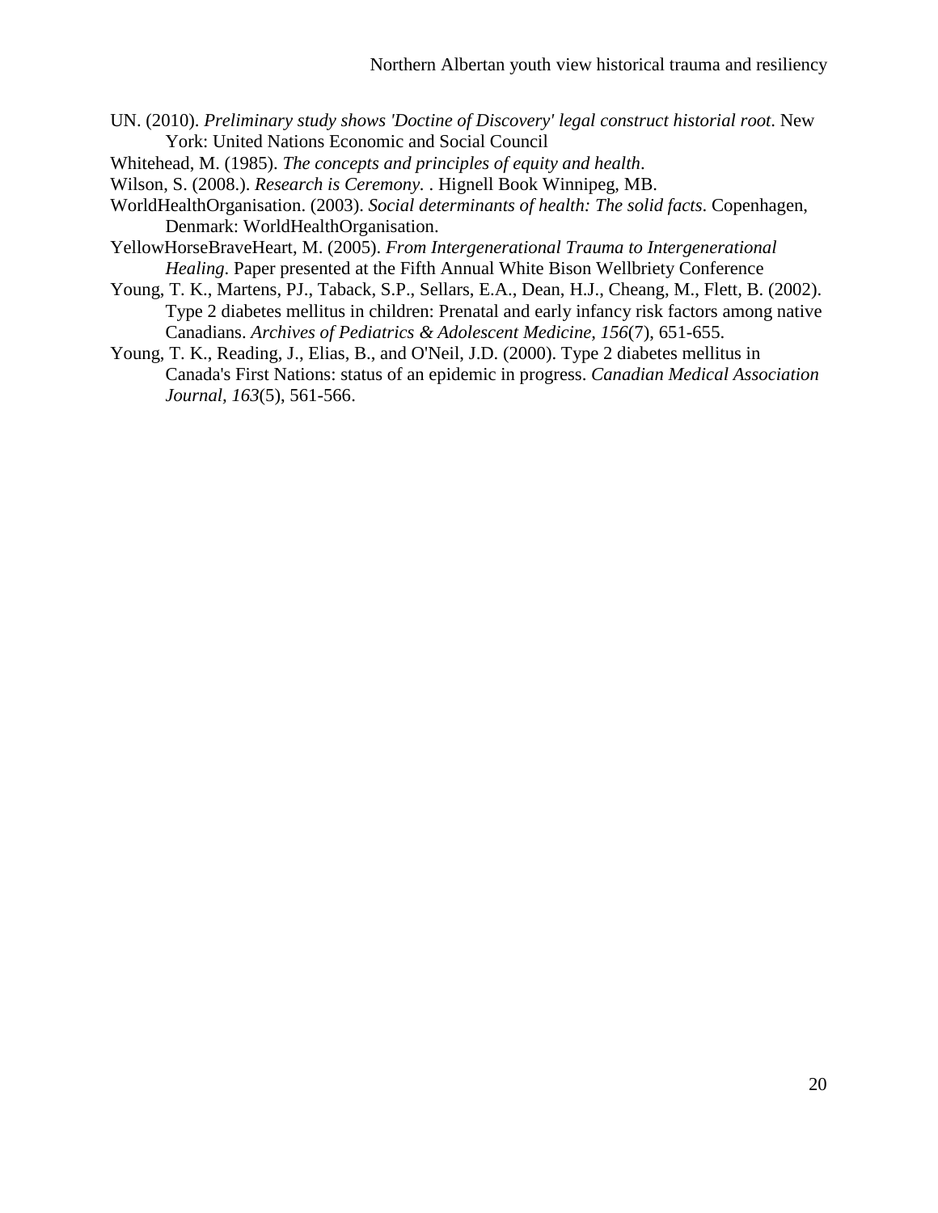UN. (2010). *Preliminary study shows 'Doctine of Discovery' legal construct historial root*. New York: United Nations Economic and Social Council

Whitehead, M. (1985). *The concepts and principles of equity and health*.

Wilson, S. (2008.). *Research is Ceremony*. . Hignell Book Winnipeg, MB.

WorldHealthOrganisation. (2003). *Social determinants of health: The solid facts*. Copenhagen, Denmark: WorldHealthOrganisation.

YellowHorseBraveHeart, M. (2005). *From Intergenerational Trauma to Intergenerational Healing*. Paper presented at the Fifth Annual White Bison Wellbriety Conference

Young, T. K., Martens, PJ., Taback, S.P., Sellars, E.A., Dean, H.J., Cheang, M., Flett, B. (2002). Type 2 diabetes mellitus in children: Prenatal and early infancy risk factors among native Canadians. *Archives of Pediatrics & Adolescent Medicine*, *156*(7), 651-655.

Young, T. K., Reading, J., Elias, B., and O'Neil, J.D. (2000). Type 2 diabetes mellitus in Canada's First Nations: status of an epidemic in progress. *Canadian Medical Association Journal, 163*(5), 561-566.